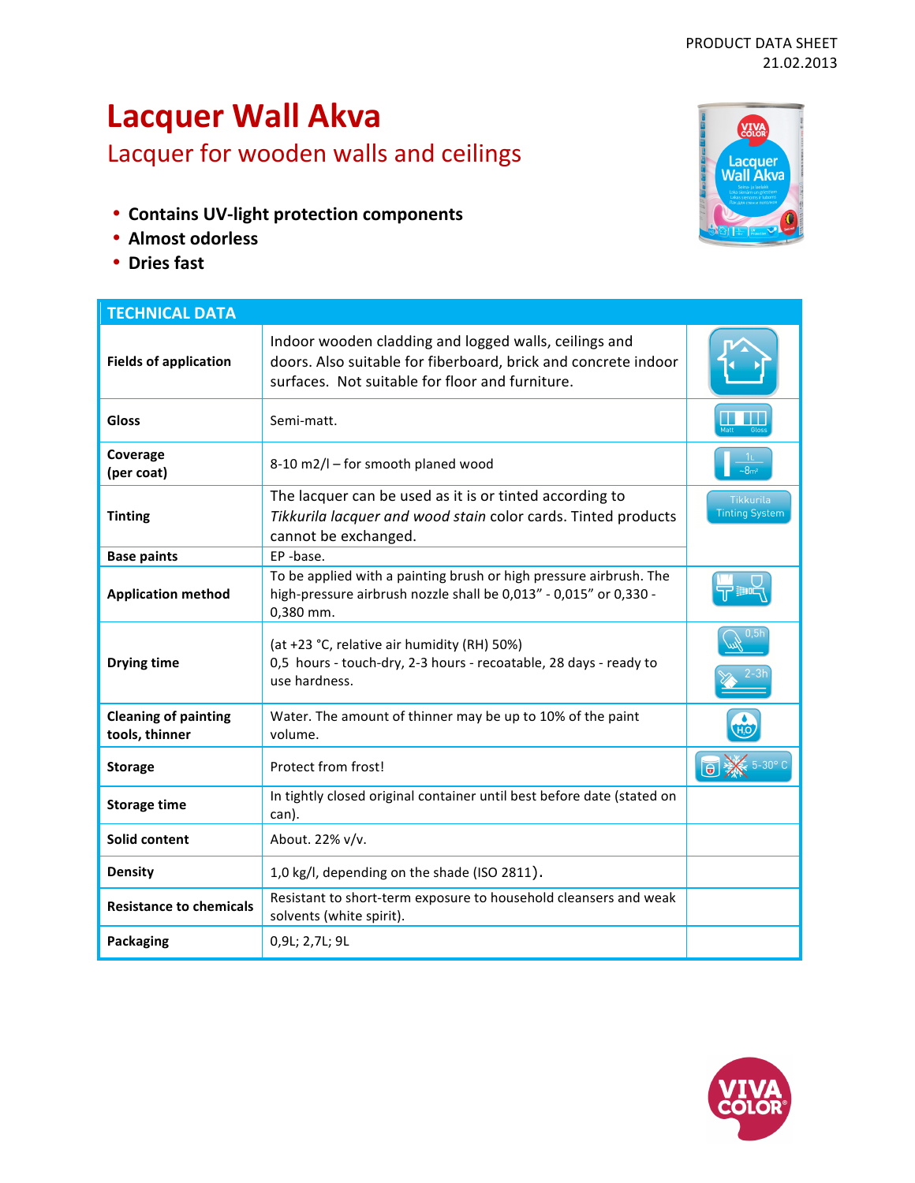PRODUCT DATA SHEET
21.02.2013

# Lacquer Wall Akva

## Lacquer for wooden walls and ceilings

- **Contains UV-light protection components**
- **Almost odorless**
- **Dries fast**

## TECHNICAL DATA

| | | |
|---|---|---|
| **Fields of application** | Indoor wooden cladding and logged walls, ceilings and doors. Also suitable for fiberboard, brick and concrete indoor surfaces. Not suitable for floor and furniture. | |
| **Gloss** | Semi-matt. | Matt Gloss |
| **Coverage (per coat)** | 8-10 m2/l – for smooth planed wood | 1L ~8m² |
| **Tinting** | The lacquer can be used as it is or tinted according to *Tikkurila lacquer and wood stain* color cards. Tinted products cannot be exchanged. | Tikkurila Tinting System |
| **Base paints** | EP -base. | |
| **Application method** | To be applied with a painting brush or high pressure airbrush. The high-pressure airbrush nozzle shall be 0,013” - 0,015” or 0,330 - 0,380 mm. | |
| **Drying time** | (at +23 °C, relative air humidity (RH) 50%)<br>0,5 hours - touch-dry, 2-3 hours - recoatable, 28 days - ready to use hardness. | 0,5h<br>2-3h |
| **Cleaning of painting tools, thinner** | Water. The amount of thinner may be up to 10% of the paint volume. | $H_2O$ |
| **Storage** | Protect from frost! | 5-30° C |
| **Storage time** | In tightly closed original container until best before date (stated on can). | |
| **Solid content** | About. 22% v/v. | |
| **Density** | 1,0 kg/l, depending on the shade (ISO 2811). | |
| **Resistance to chemicals** | Resistant to short-term exposure to household cleansers and weak solvents (white spirit). | |
| **Packaging** | 0,9L; 2,7L; 9L | |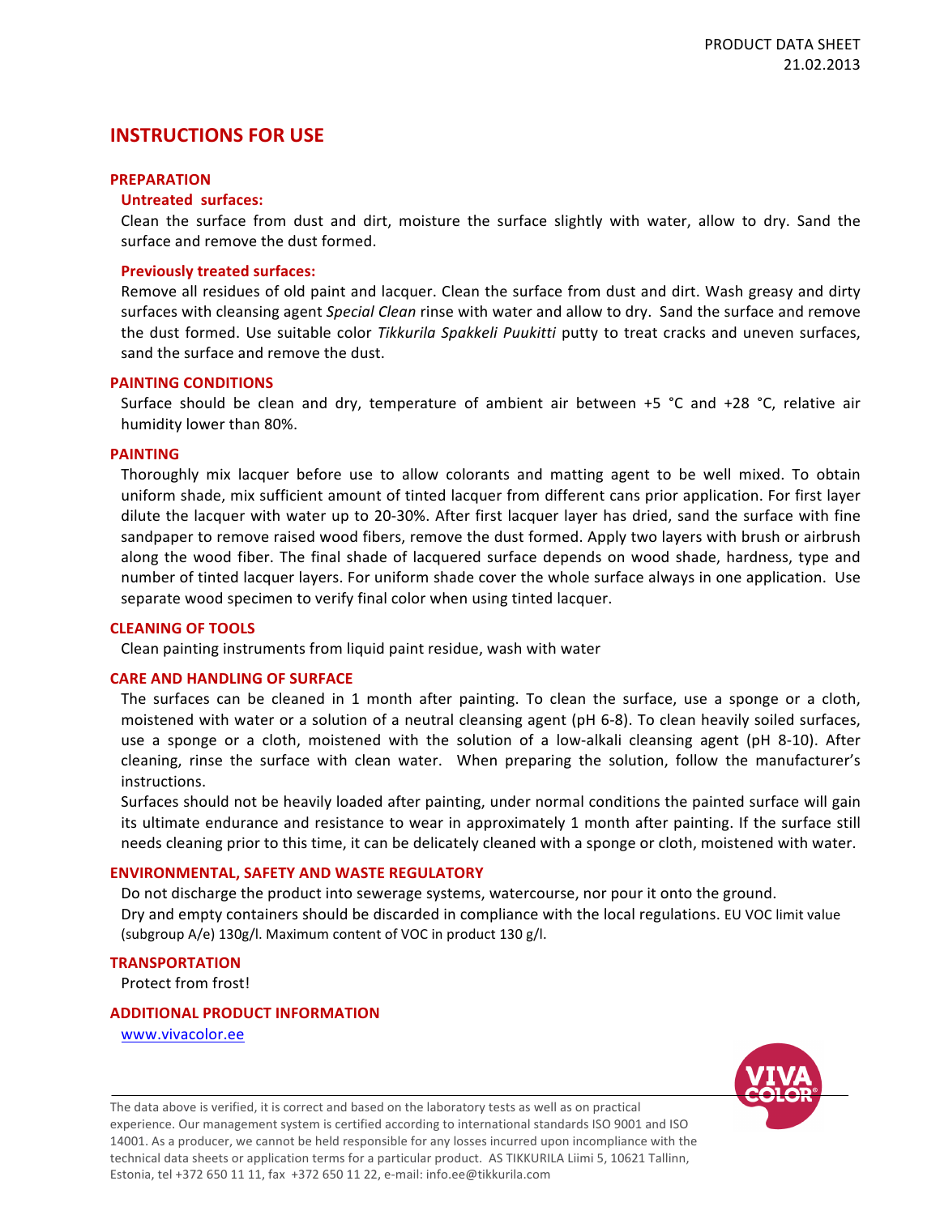# INSTRUCTIONS FOR USE

## PREPARATION

### Untreated surfaces:

Clean the surface from dust and dirt, moisture the surface slightly with water, allow to dry. Sand the surface and remove the dust formed.

### Previously treated surfaces:

Remove all residues of old paint and lacquer. Clean the surface from dust and dirt. Wash greasy and dirty surfaces with cleansing agent *Special Clean* rinse with water and allow to dry. Sand the surface and remove the dust formed. Use suitable color *Tikkurila Spakkeli Puukitti* putty to treat cracks and uneven surfaces, sand the surface and remove the dust.

## PAINTING CONDITIONS

Surface should be clean and dry, temperature of ambient air between +5 °C and +28 °C, relative air humidity lower than 80%.

## PAINTING

Thoroughly mix lacquer before use to allow colorants and matting agent to be well mixed. To obtain uniform shade, mix sufficient amount of tinted lacquer from different cans prior application. For first layer dilute the lacquer with water up to 20-30%. After first lacquer layer has dried, sand the surface with fine sandpaper to remove raised wood fibers, remove the dust formed. Apply two layers with brush or airbrush along the wood fiber. The final shade of lacquered surface depends on wood shade, hardness, type and number of tinted lacquer layers. For uniform shade cover the whole surface always in one application. Use separate wood specimen to verify final color when using tinted lacquer.

## CLEANING OF TOOLS

Clean painting instruments from liquid paint residue, wash with water

## CARE AND HANDLING OF SURFACE

The surfaces can be cleaned in 1 month after painting. To clean the surface, use a sponge or a cloth, moistened with water or a solution of a neutral cleansing agent (pH 6-8). To clean heavily soiled surfaces, use a sponge or a cloth, moistened with the solution of a low-alkali cleansing agent (pH 8-10). After cleaning, rinse the surface with clean water. When preparing the solution, follow the manufacturer's instructions.

Surfaces should not be heavily loaded after painting, under normal conditions the painted surface will gain its ultimate endurance and resistance to wear in approximately 1 month after painting. If the surface still needs cleaning prior to this time, it can be delicately cleaned with a sponge or cloth, moistened with water.

## ENVIRONMENTAL, SAFETY AND WASTE REGULATORY

Do not discharge the product into sewerage systems, watercourse, nor pour it onto the ground.

Dry and empty containers should be discarded in compliance with the local regulations. EU VOC limit value (subgroup A/e) 130g/l. Maximum content of VOC in product 130 g/l.

## TRANSPORTATION

Protect from frost!

## ADDITIONAL PRODUCT INFORMATION

www.vivacolor.ee

The data above is verified, it is correct and based on the laboratory tests as well as on practical experience. Our management system is certified according to international standards ISO 9001 and ISO 14001. As a producer, we cannot be held responsible for any losses incurred upon incompliance with the technical data sheets or application terms for a particular product. AS TIKKURILA Liimi 5, 10621 Tallinn, Estonia, tel +372 650 11 11, fax +372 650 11 22, e-mail: info.ee@tikkurila.com